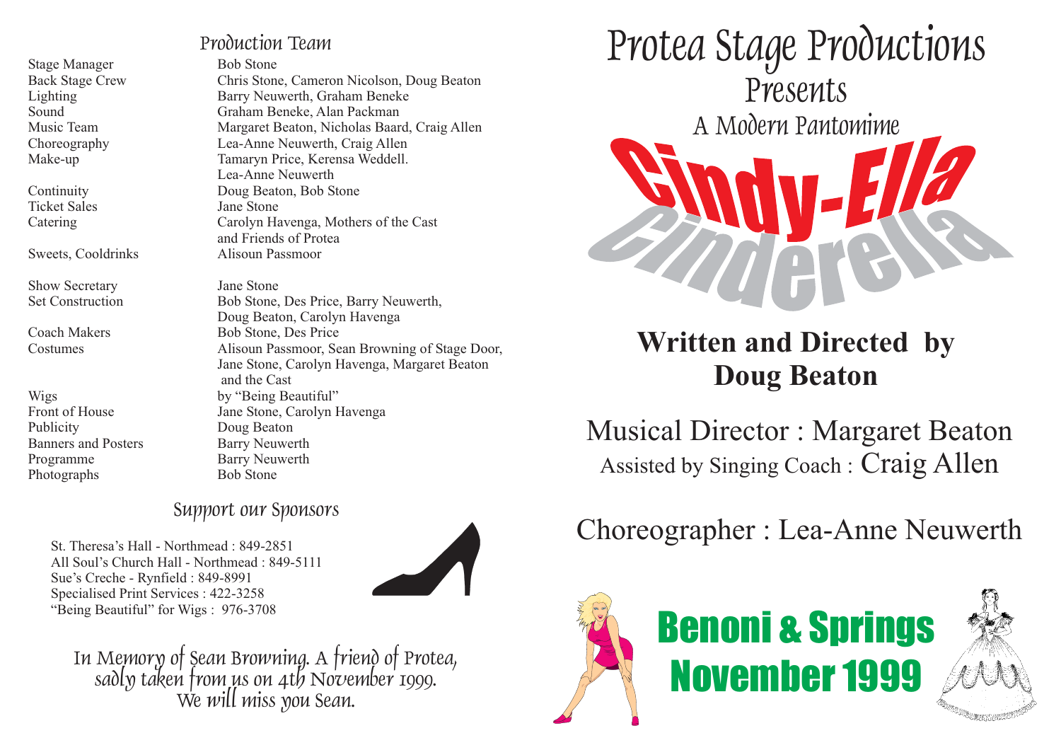## Production Team

| | |
|---|---|
| Stage Manager | Bob Stone |
| Back Stage Crew | Chris Stone, Cameron Nicolson, Doug Beaton |
| Lighting | Barry Neuwerth, Graham Beneke |
| Sound | Graham Beneke, Alan Packman |
| Music Team | Margaret Beaton, Nicholas Baard, Craig Allen |
| Choreography | Lea-Anne Neuwerth, Craig Allen |
| Make-up | Tamaryn Price, Kerensa Weddell. Lea-Anne Neuwerth |
| Continuity | Doug Beaton, Bob Stone |
| Ticket Sales | Jane Stone |
| Catering | Carolyn Havenga, Mothers of the Cast and Friends of Protea |
| Sweets, Cooldrinks | Alisoun Passmoor |
| Show Secretary | Jane Stone |
| Set Construction | Bob Stone, Des Price, Barry Neuwerth, Doug Beaton, Carolyn Havenga |
| Coach Makers | Bob Stone, Des Price |
| Costumes | Alisoun Passmoor, Sean Browning of Stage Door, Jane Stone, Carolyn Havenga, Margaret Beaton and the Cast |
| Wigs | by "Being Beautiful" |
| Front of House | Jane Stone, Carolyn Havenga |
| Publicity | Doug Beaton |
| Banners and Posters | Barry Neuwerth |
| Programme | Barry Neuwerth |
| Photographs | Bob Stone |

## Support our Sponsors

St. Theresa's Hall - Northmead : 849-2851
All Soul's Church Hall - Northmead : 849-5111
Sue's Creche - Rynfield : 849-8991
Specialised Print Services : 422-3258
"Being Beautiful" for Wigs : 976-3708

*In Memory of Sean Browning. A friend of Protea, sadly taken from us on 4th November 1999. We will miss you Sean.*

# Protea Stage Productions

## Presents

### A Modern Pantomime

# Cindy-Ella
# Cinderella

**Written and Directed by Doug Beaton**

Musical Director : Margaret Beaton
Assisted by Singing Coach : Craig Allen

Choreographer : Lea-Anne Neuwerth

## Benoni & Springs November 1999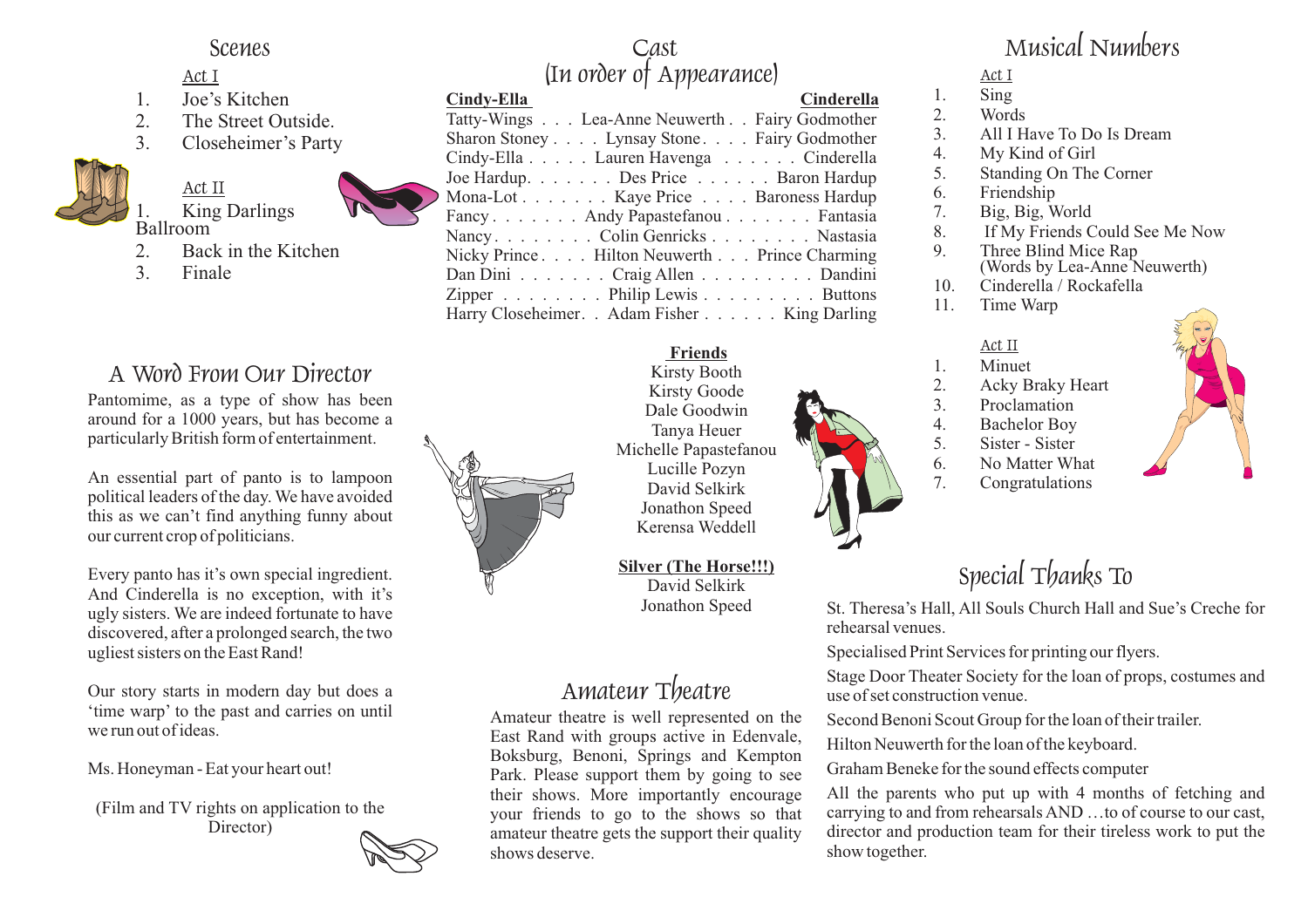## Scenes

Act I

1. Joe's Kitchen
2. The Street Outside.
3. Closeheimer's Party

Act II

1. King Darlings Ballroom
2. Back in the Kitchen
3. Finale

## Cast
## (In order of Appearance)

| Cindy-Ella | | Cinderella |
|---|---|---|
| Tatty-Wings | Lea-Anne Neuwerth | Fairy Godmother |
| Sharon Stoney | Lynsay Stone | Fairy Godmother |
| Cindy-Ella | Lauren Havenga | Cinderella |
| Joe Hardup | Des Price | Baron Hardup |
| Mona-Lot | Kaye Price | Baroness Hardup |
| Fancy | Andy Papastefanou | Fantasia |
| Nancy | Colin Genricks | Nastasia |
| Nicky Prince | Hilton Neuwerth | Prince Charming |
| Dan Dini | Craig Allen | Dandini |
| Zipper | Philip Lewis | Buttons |
| Harry Closeheimer | Adam Fisher | King Darling |

**Friends**

Kirsty Booth
Kirsty Goode
Dale Goodwin
Tanya Heuer
Michelle Papastefanou
Lucille Pozyn
David Selkirk
Jonathon Speed
Kerensa Weddell

**Silver (The Horse!!!)**

David Selkirk
Jonathon Speed

## Musical Numbers

Act I

1. Sing
2. Words
3. All I Have To Do Is Dream
4. My Kind of Girl
5. Standing On The Corner
6. Friendship
7. Big, Big, World
8. If My Friends Could See Me Now
9. Three Blind Mice Rap (Words by Lea-Anne Neuwerth)
10. Cinderella / Rockafella
11. Time Warp

Act II

1. Minuet
2. Acky Braky Heart
3. Proclamation
4. Bachelor Boy
5. Sister - Sister
6. No Matter What
7. Congratulations

## A Word From Our Director

Pantomime, as a type of show has been around for a 1000 years, but has become a particularly British form of entertainment.

An essential part of panto is to lampoon political leaders of the day. We have avoided this as we can't find anything funny about our current crop of politicians.

Every panto has it's own special ingredient. And Cinderella is no exception, with it's ugly sisters. We are indeed fortunate to have discovered, after a prolonged search, the two ugliest sisters on the East Rand!

Our story starts in modern day but does a 'time warp' to the past and carries on until we run out of ideas.

Ms. Honeyman - Eat your heart out!

(Film and TV rights on application to the Director)

## Amateur Theatre

Amateur theatre is well represented on the East Rand with groups active in Edenvale, Boksburg, Benoni, Springs and Kempton Park. Please support them by going to see their shows. More importantly encourage your friends to go to the shows so that amateur theatre gets the support their quality shows deserve.

## Special Thanks To

St. Theresa's Hall, All Souls Church Hall and Sue's Creche for rehearsal venues.

Specialised Print Services for printing our flyers.

Stage Door Theater Society for the loan of props, costumes and use of set construction venue.

Second Benoni Scout Group for the loan of their trailer.

Hilton Neuwerth for the loan of the keyboard.

Graham Beneke for the sound effects computer

All the parents who put up with 4 months of fetching and carrying to and from rehearsals AND …to of course to our cast, director and production team for their tireless work to put the show together.